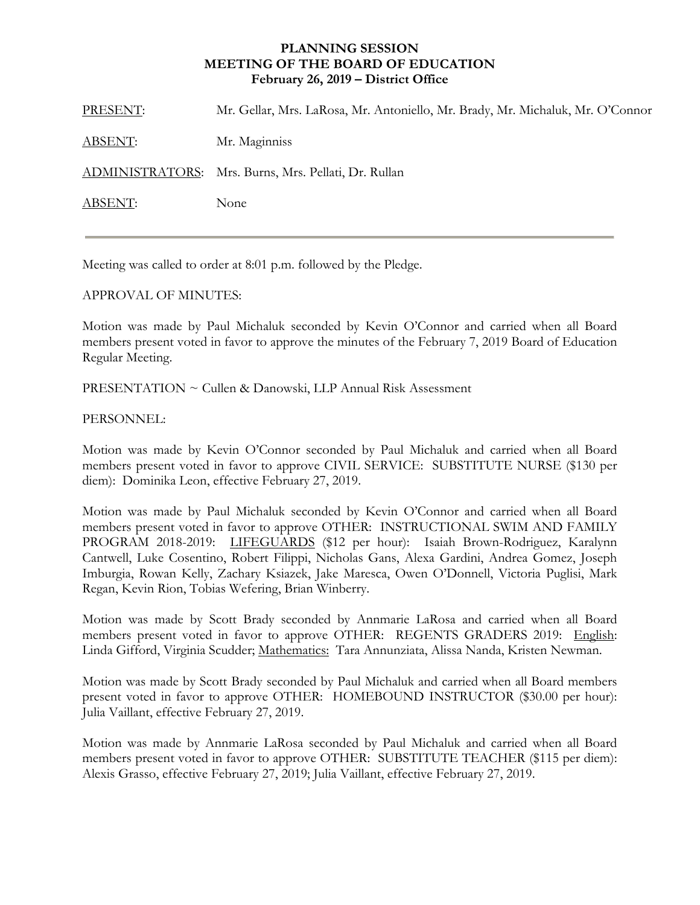# PLANNING SESSION
## MEETING OF THE BOARD OF EDUCATION
### February 26, 2019 – District Office

PRESENT: Mr. Gellar, Mrs. LaRosa, Mr. Antoniello, Mr. Brady, Mr. Michaluk, Mr. O'Connor

ABSENT: Mr. Maginniss

ADMINISTRATORS: Mrs. Burns, Mrs. Pellati, Dr. Rullan

ABSENT: None

---

Meeting was called to order at 8:01 p.m. followed by the Pledge.

APPROVAL OF MINUTES:

Motion was made by Paul Michaluk seconded by Kevin O'Connor and carried when all Board members present voted in favor to approve the minutes of the February 7, 2019 Board of Education Regular Meeting.

PRESENTATION ~ Cullen & Danowski, LLP Annual Risk Assessment

PERSONNEL:

Motion was made by Kevin O'Connor seconded by Paul Michaluk and carried when all Board members present voted in favor to approve CIVIL SERVICE: SUBSTITUTE NURSE ($130 per diem): Dominika Leon, effective February 27, 2019.

Motion was made by Paul Michaluk seconded by Kevin O'Connor and carried when all Board members present voted in favor to approve OTHER: INSTRUCTIONAL SWIM AND FAMILY PROGRAM 2018-2019: LIFEGUARDS ($12 per hour): Isaiah Brown-Rodriguez, Karalynn Cantwell, Luke Cosentino, Robert Filippi, Nicholas Gans, Alexa Gardini, Andrea Gomez, Joseph Imburgia, Rowan Kelly, Zachary Ksiazek, Jake Maresca, Owen O'Donnell, Victoria Puglisi, Mark Regan, Kevin Rion, Tobias Wefering, Brian Winberry.

Motion was made by Scott Brady seconded by Annmarie LaRosa and carried when all Board members present voted in favor to approve OTHER: REGENTS GRADERS 2019: English: Linda Gifford, Virginia Scudder; Mathematics: Tara Annunziata, Alissa Nanda, Kristen Newman.

Motion was made by Scott Brady seconded by Paul Michaluk and carried when all Board members present voted in favor to approve OTHER: HOMEBOUND INSTRUCTOR ($30.00 per hour): Julia Vaillant, effective February 27, 2019.

Motion was made by Annmarie LaRosa seconded by Paul Michaluk and carried when all Board members present voted in favor to approve OTHER: SUBSTITUTE TEACHER ($115 per diem): Alexis Grasso, effective February 27, 2019; Julia Vaillant, effective February 27, 2019.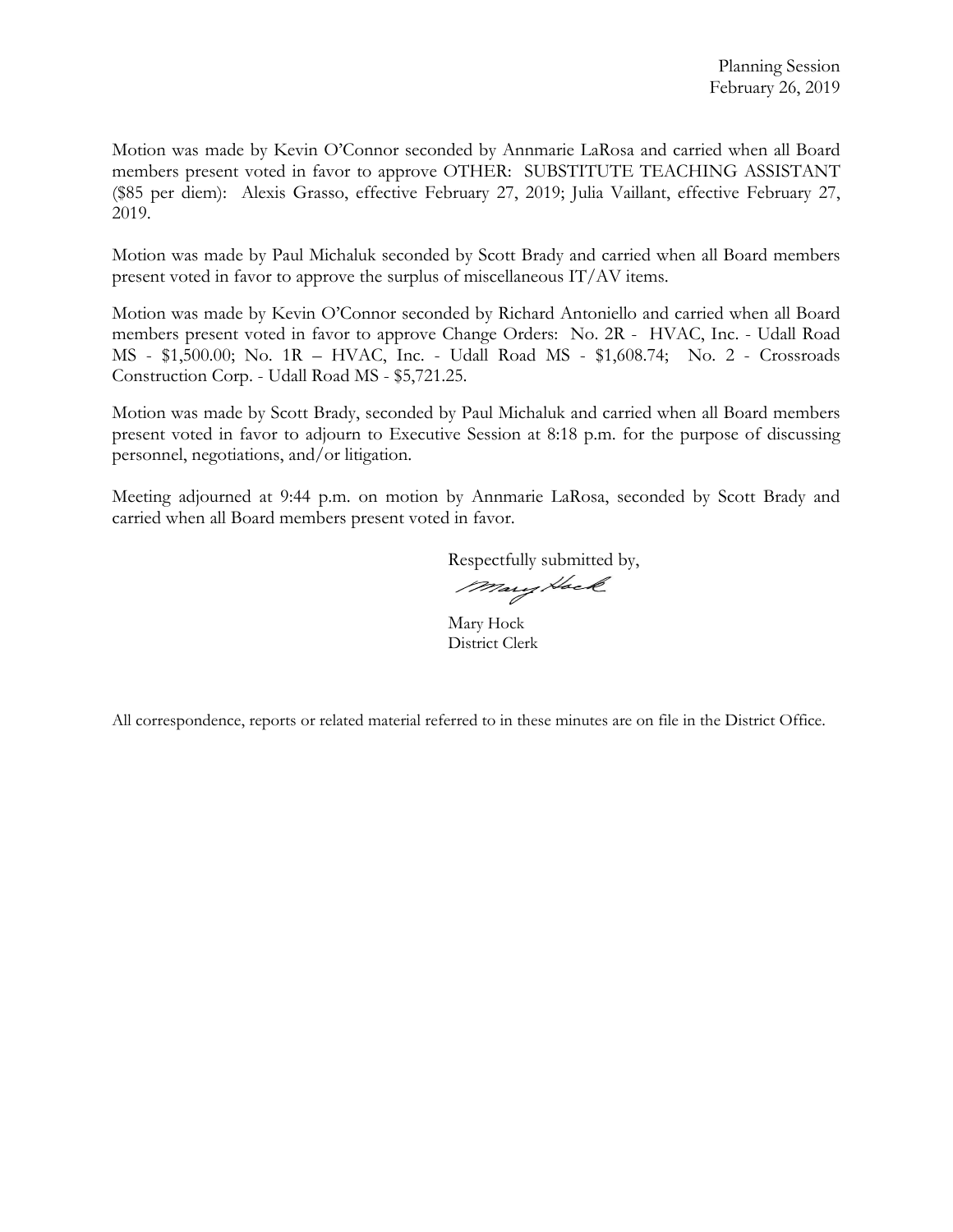Motion was made by Kevin O'Connor seconded by Annmarie LaRosa and carried when all Board members present voted in favor to approve OTHER: SUBSTITUTE TEACHING ASSISTANT ($85 per diem): Alexis Grasso, effective February 27, 2019; Julia Vaillant, effective February 27, 2019.

Motion was made by Paul Michaluk seconded by Scott Brady and carried when all Board members present voted in favor to approve the surplus of miscellaneous IT/AV items.

Motion was made by Kevin O'Connor seconded by Richard Antoniello and carried when all Board members present voted in favor to approve Change Orders: No. 2R - HVAC, Inc. - Udall Road MS - $1,500.00; No. 1R – HVAC, Inc. - Udall Road MS - $1,608.74; No. 2 - Crossroads Construction Corp. - Udall Road MS - $5,721.25.

Motion was made by Scott Brady, seconded by Paul Michaluk and carried when all Board members present voted in favor to adjourn to Executive Session at 8:18 p.m. for the purpose of discussing personnel, negotiations, and/or litigation.

Meeting adjourned at 9:44 p.m. on motion by Annmarie LaRosa, seconded by Scott Brady and carried when all Board members present voted in favor.

Respectfully submitted by,

Mary Hock

Mary Hock
District Clerk

All correspondence, reports or related material referred to in these minutes are on file in the District Office.